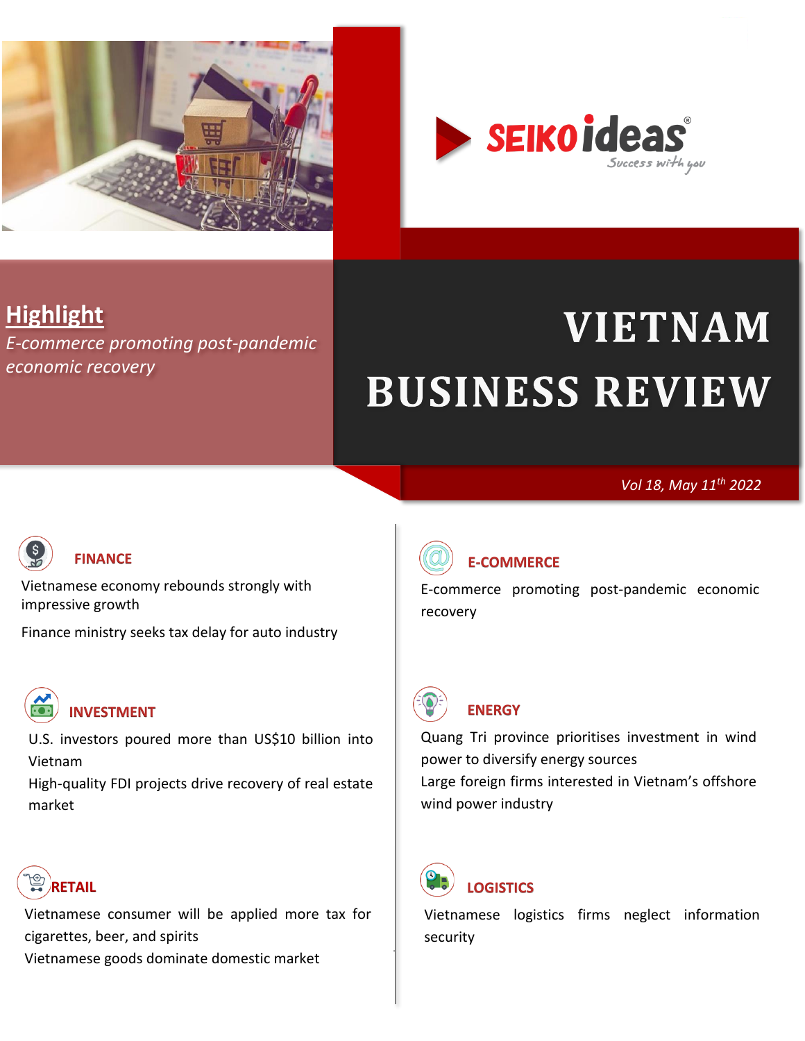SEIKO ideas®
Success with you

# VIETNAM BUSINESS REVIEW

*Vol 18, May 11th 2022*

## Highlight

*E-commerce promoting post-pandemic economic recovery*

### FINANCE

Vietnamese economy rebounds strongly with impressive growth

Finance ministry seeks tax delay for auto industry

### INVESTMENT

U.S. investors poured more than US$10 billion into Vietnam

High-quality FDI projects drive recovery of real estate market

### RETAIL

Vietnamese consumer will be applied more tax for cigarettes, beer, and spirits

Vietnamese goods dominate domestic market

### E-COMMERCE

E-commerce promoting post-pandemic economic recovery

### ENERGY

Quang Tri province prioritises investment in wind power to diversify energy sources

Large foreign firms interested in Vietnam's offshore wind power industry

### LOGISTICS

Vietnamese logistics firms neglect information security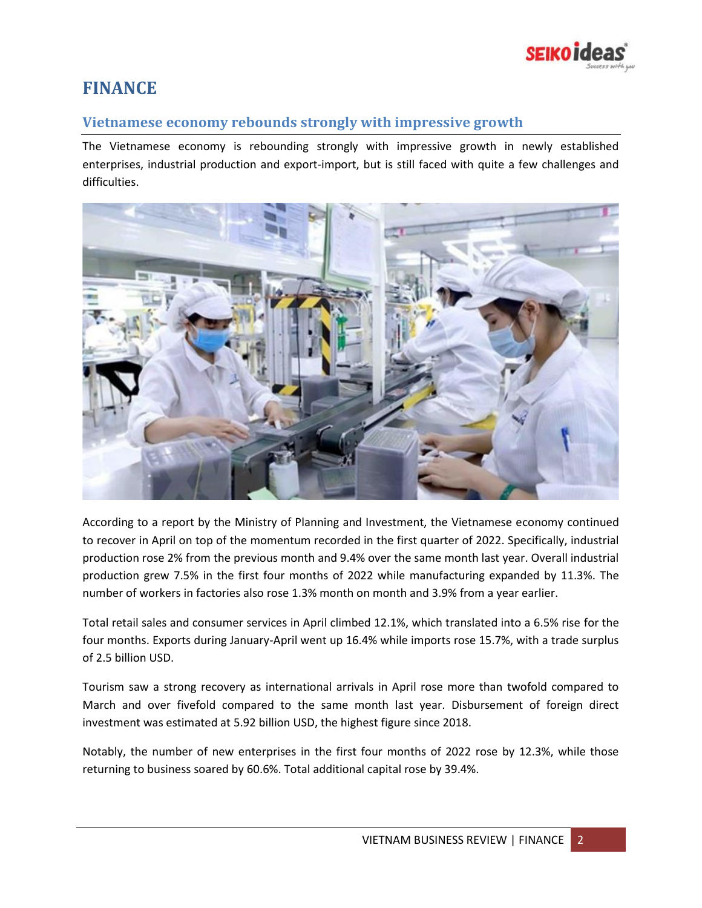# FINANCE

## Vietnamese economy rebounds strongly with impressive growth

The Vietnamese economy is rebounding strongly with impressive growth in newly established enterprises, industrial production and export-import, but is still faced with quite a few challenges and difficulties.

According to a report by the Ministry of Planning and Investment, the Vietnamese economy continued to recover in April on top of the momentum recorded in the first quarter of 2022. Specifically, industrial production rose 2% from the previous month and 9.4% over the same month last year. Overall industrial production grew 7.5% in the first four months of 2022 while manufacturing expanded by 11.3%. The number of workers in factories also rose 1.3% month on month and 3.9% from a year earlier.

Total retail sales and consumer services in April climbed 12.1%, which translated into a 6.5% rise for the four months. Exports during January-April went up 16.4% while imports rose 15.7%, with a trade surplus of 2.5 billion USD.

Tourism saw a strong recovery as international arrivals in April rose more than twofold compared to March and over fivefold compared to the same month last year. Disbursement of foreign direct investment was estimated at 5.92 billion USD, the highest figure since 2018.

Notably, the number of new enterprises in the first four months of 2022 rose by 12.3%, while those returning to business soared by 60.6%. Total additional capital rose by 39.4%.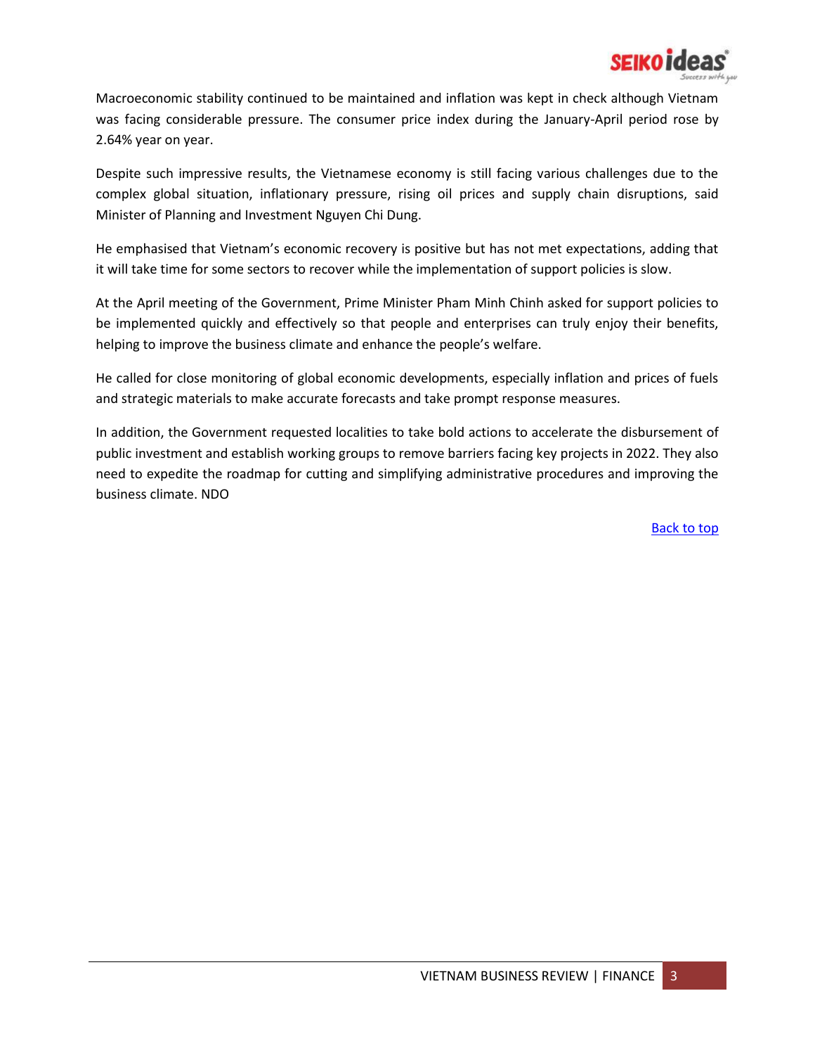Macroeconomic stability continued to be maintained and inflation was kept in check although Vietnam was facing considerable pressure. The consumer price index during the January-April period rose by 2.64% year on year.

Despite such impressive results, the Vietnamese economy is still facing various challenges due to the complex global situation, inflationary pressure, rising oil prices and supply chain disruptions, said Minister of Planning and Investment Nguyen Chi Dung.

He emphasised that Vietnam's economic recovery is positive but has not met expectations, adding that it will take time for some sectors to recover while the implementation of support policies is slow.

At the April meeting of the Government, Prime Minister Pham Minh Chinh asked for support policies to be implemented quickly and effectively so that people and enterprises can truly enjoy their benefits, helping to improve the business climate and enhance the people's welfare.

He called for close monitoring of global economic developments, especially inflation and prices of fuels and strategic materials to make accurate forecasts and take prompt response measures.

In addition, the Government requested localities to take bold actions to accelerate the disbursement of public investment and establish working groups to remove barriers facing key projects in 2022. They also need to expedite the roadmap for cutting and simplifying administrative procedures and improving the business climate. NDO

Back to top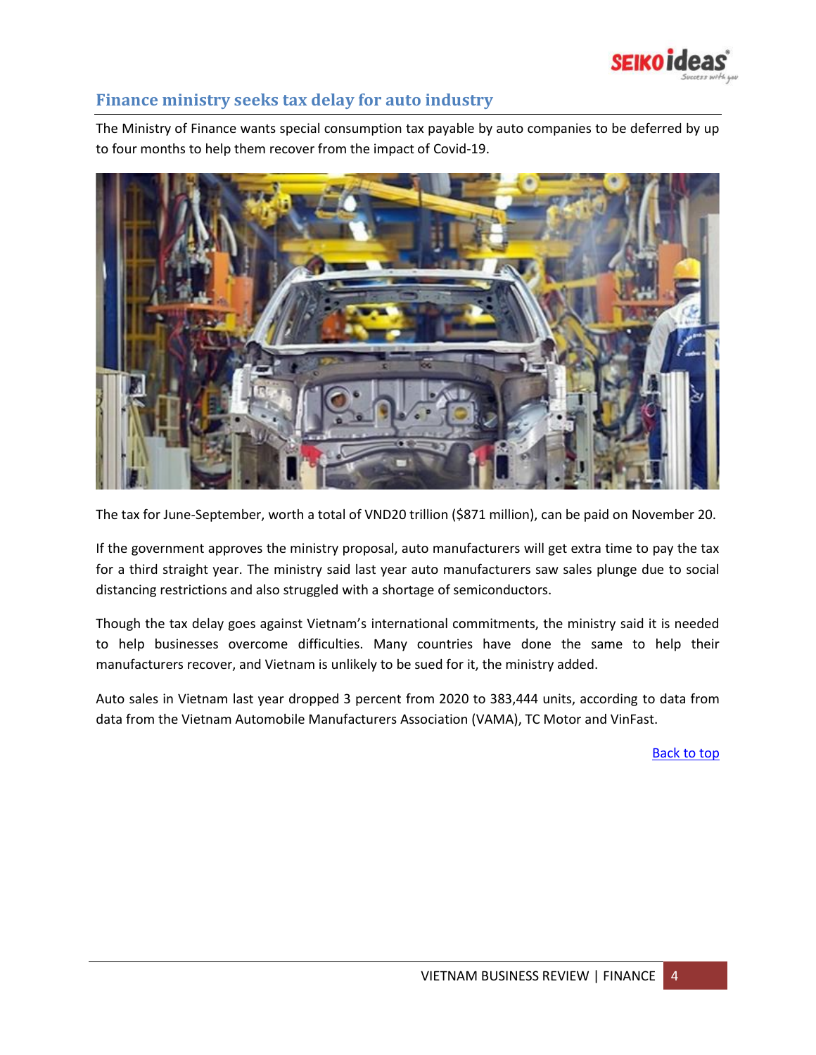## Finance ministry seeks tax delay for auto industry

The Ministry of Finance wants special consumption tax payable by auto companies to be deferred by up to four months to help them recover from the impact of Covid-19.

The tax for June-September, worth a total of VND20 trillion ($871 million), can be paid on November 20.

If the government approves the ministry proposal, auto manufacturers will get extra time to pay the tax for a third straight year. The ministry said last year auto manufacturers saw sales plunge due to social distancing restrictions and also struggled with a shortage of semiconductors.

Though the tax delay goes against Vietnam's international commitments, the ministry said it is needed to help businesses overcome difficulties. Many countries have done the same to help their manufacturers recover, and Vietnam is unlikely to be sued for it, the ministry added.

Auto sales in Vietnam last year dropped 3 percent from 2020 to 383,444 units, according to data from data from the Vietnam Automobile Manufacturers Association (VAMA), TC Motor and VinFast.

Back to top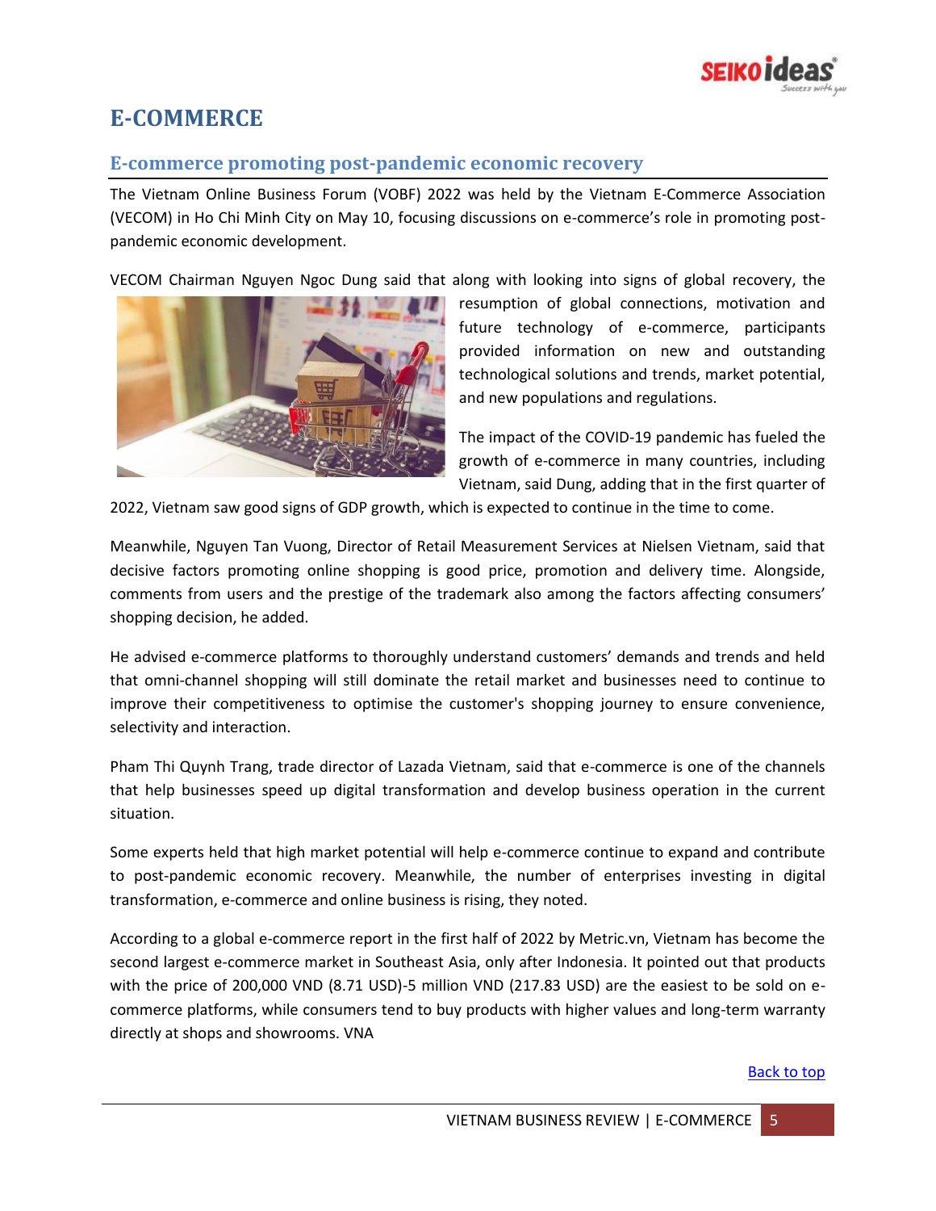# E-COMMERCE

## E-commerce promoting post-pandemic economic recovery

The Vietnam Online Business Forum (VOBF) 2022 was held by the Vietnam E-Commerce Association (VECOM) in Ho Chi Minh City on May 10, focusing discussions on e-commerce's role in promoting post-pandemic economic development.

VECOM Chairman Nguyen Ngoc Dung said that along with looking into signs of global recovery, the resumption of global connections, motivation and future technology of e-commerce, participants provided information on new and outstanding technological solutions and trends, market potential, and new populations and regulations.

The impact of the COVID-19 pandemic has fueled the growth of e-commerce in many countries, including Vietnam, said Dung, adding that in the first quarter of 2022, Vietnam saw good signs of GDP growth, which is expected to continue in the time to come.

Meanwhile, Nguyen Tan Vuong, Director of Retail Measurement Services at Nielsen Vietnam, said that decisive factors promoting online shopping is good price, promotion and delivery time. Alongside, comments from users and the prestige of the trademark also among the factors affecting consumers' shopping decision, he added.

He advised e-commerce platforms to thoroughly understand customers' demands and trends and held that omni-channel shopping will still dominate the retail market and businesses need to continue to improve their competitiveness to optimise the customer's shopping journey to ensure convenience, selectivity and interaction.

Pham Thi Quynh Trang, trade director of Lazada Vietnam, said that e-commerce is one of the channels that help businesses speed up digital transformation and develop business operation in the current situation.

Some experts held that high market potential will help e-commerce continue to expand and contribute to post-pandemic economic recovery. Meanwhile, the number of enterprises investing in digital transformation, e-commerce and online business is rising, they noted.

According to a global e-commerce report in the first half of 2022 by Metric.vn, Vietnam has become the second largest e-commerce market in Southeast Asia, only after Indonesia. It pointed out that products with the price of 200,000 VND (8.71 USD)-5 million VND (217.83 USD) are the easiest to be sold on e-commerce platforms, while consumers tend to buy products with higher values and long-term warranty directly at shops and showrooms. VNA

Back to top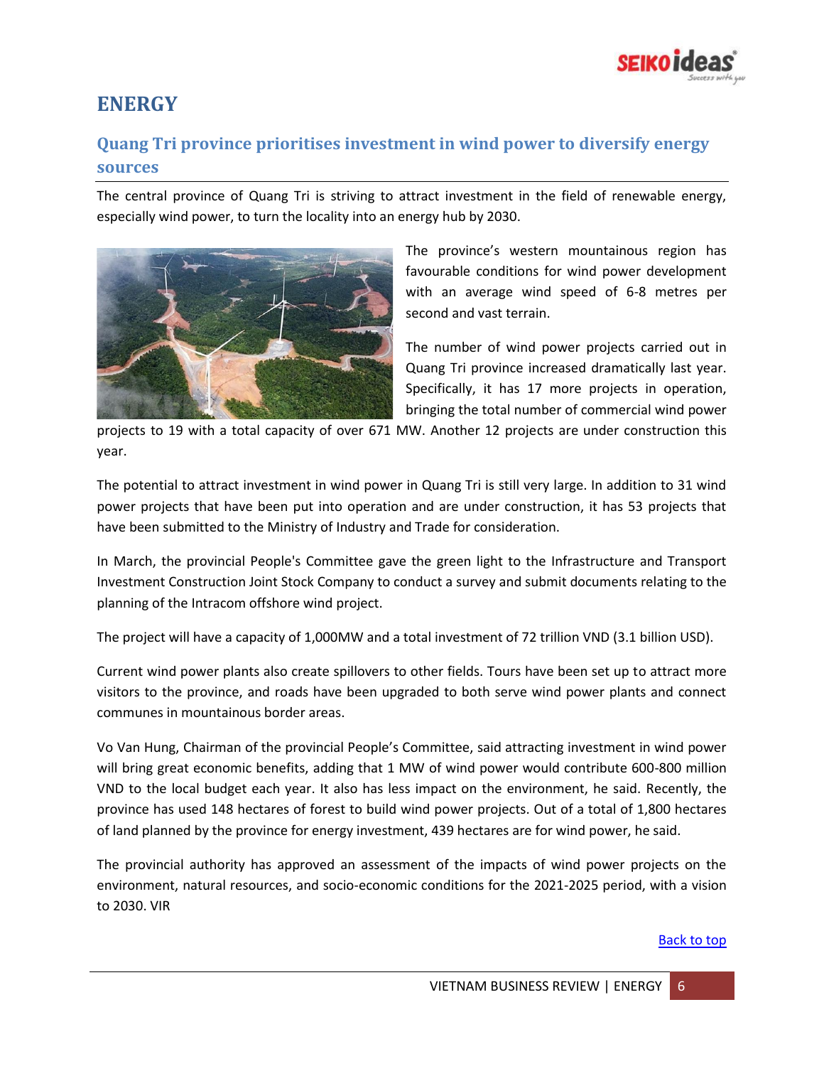# ENERGY

## Quang Tri province prioritises investment in wind power to diversify energy sources

The central province of Quang Tri is striving to attract investment in the field of renewable energy, especially wind power, to turn the locality into an energy hub by 2030.

The province's western mountainous region has favourable conditions for wind power development with an average wind speed of 6-8 metres per second and vast terrain.

The number of wind power projects carried out in Quang Tri province increased dramatically last year. Specifically, it has 17 more projects in operation, bringing the total number of commercial wind power projects to 19 with a total capacity of over 671 MW. Another 12 projects are under construction this year.

The potential to attract investment in wind power in Quang Tri is still very large. In addition to 31 wind power projects that have been put into operation and are under construction, it has 53 projects that have been submitted to the Ministry of Industry and Trade for consideration.

In March, the provincial People's Committee gave the green light to the Infrastructure and Transport Investment Construction Joint Stock Company to conduct a survey and submit documents relating to the planning of the Intracom offshore wind project.

The project will have a capacity of 1,000MW and a total investment of 72 trillion VND (3.1 billion USD).

Current wind power plants also create spillovers to other fields. Tours have been set up to attract more visitors to the province, and roads have been upgraded to both serve wind power plants and connect communes in mountainous border areas.

Vo Van Hung, Chairman of the provincial People's Committee, said attracting investment in wind power will bring great economic benefits, adding that 1 MW of wind power would contribute 600-800 million VND to the local budget each year. It also has less impact on the environment, he said. Recently, the province has used 148 hectares of forest to build wind power projects. Out of a total of 1,800 hectares of land planned by the province for energy investment, 439 hectares are for wind power, he said.

The provincial authority has approved an assessment of the impacts of wind power projects on the environment, natural resources, and socio-economic conditions for the 2021-2025 period, with a vision to 2030. VIR

Back to top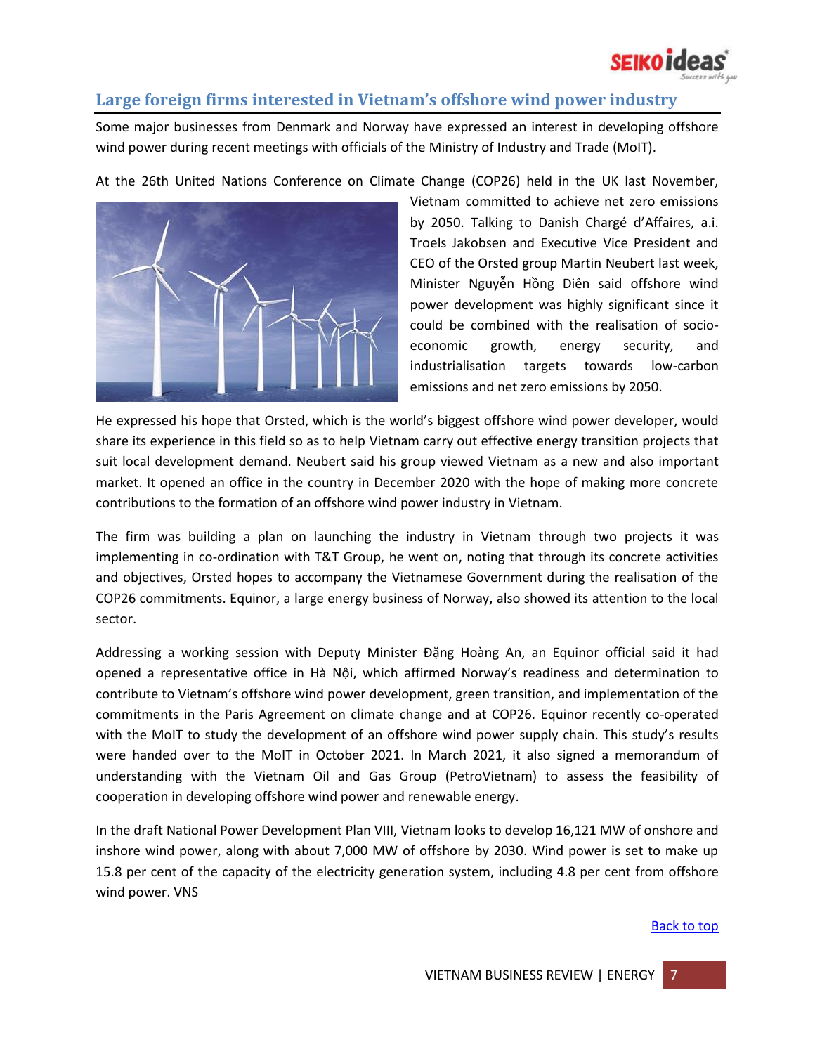## Large foreign firms interested in Vietnam's offshore wind power industry

Some major businesses from Denmark and Norway have expressed an interest in developing offshore wind power during recent meetings with officials of the Ministry of Industry and Trade (MoIT).

At the 26th United Nations Conference on Climate Change (COP26) held in the UK last November, Vietnam committed to achieve net zero emissions by 2050. Talking to Danish Chargé d'Affaires, a.i. Troels Jakobsen and Executive Vice President and CEO of the Orsted group Martin Neubert last week, Minister Nguyễn Hồng Diên said offshore wind power development was highly significant since it could be combined with the realisation of socio-economic growth, energy security, and industrialisation targets towards low-carbon emissions and net zero emissions by 2050.

He expressed his hope that Orsted, which is the world's biggest offshore wind power developer, would share its experience in this field so as to help Vietnam carry out effective energy transition projects that suit local development demand. Neubert said his group viewed Vietnam as a new and also important market. It opened an office in the country in December 2020 with the hope of making more concrete contributions to the formation of an offshore wind power industry in Vietnam.

The firm was building a plan on launching the industry in Vietnam through two projects it was implementing in co-ordination with T&T Group, he went on, noting that through its concrete activities and objectives, Orsted hopes to accompany the Vietnamese Government during the realisation of the COP26 commitments. Equinor, a large energy business of Norway, also showed its attention to the local sector.

Addressing a working session with Deputy Minister Đặng Hoàng An, an Equinor official said it had opened a representative office in Hà Nội, which affirmed Norway's readiness and determination to contribute to Vietnam's offshore wind power development, green transition, and implementation of the commitments in the Paris Agreement on climate change and at COP26. Equinor recently co-operated with the MoIT to study the development of an offshore wind power supply chain. This study's results were handed over to the MoIT in October 2021. In March 2021, it also signed a memorandum of understanding with the Vietnam Oil and Gas Group (PetroVietnam) to assess the feasibility of cooperation in developing offshore wind power and renewable energy.

In the draft National Power Development Plan VIII, Vietnam looks to develop 16,121 MW of onshore and inshore wind power, along with about 7,000 MW of offshore by 2030. Wind power is set to make up 15.8 per cent of the capacity of the electricity generation system, including 4.8 per cent from offshore wind power. VNS

Back to top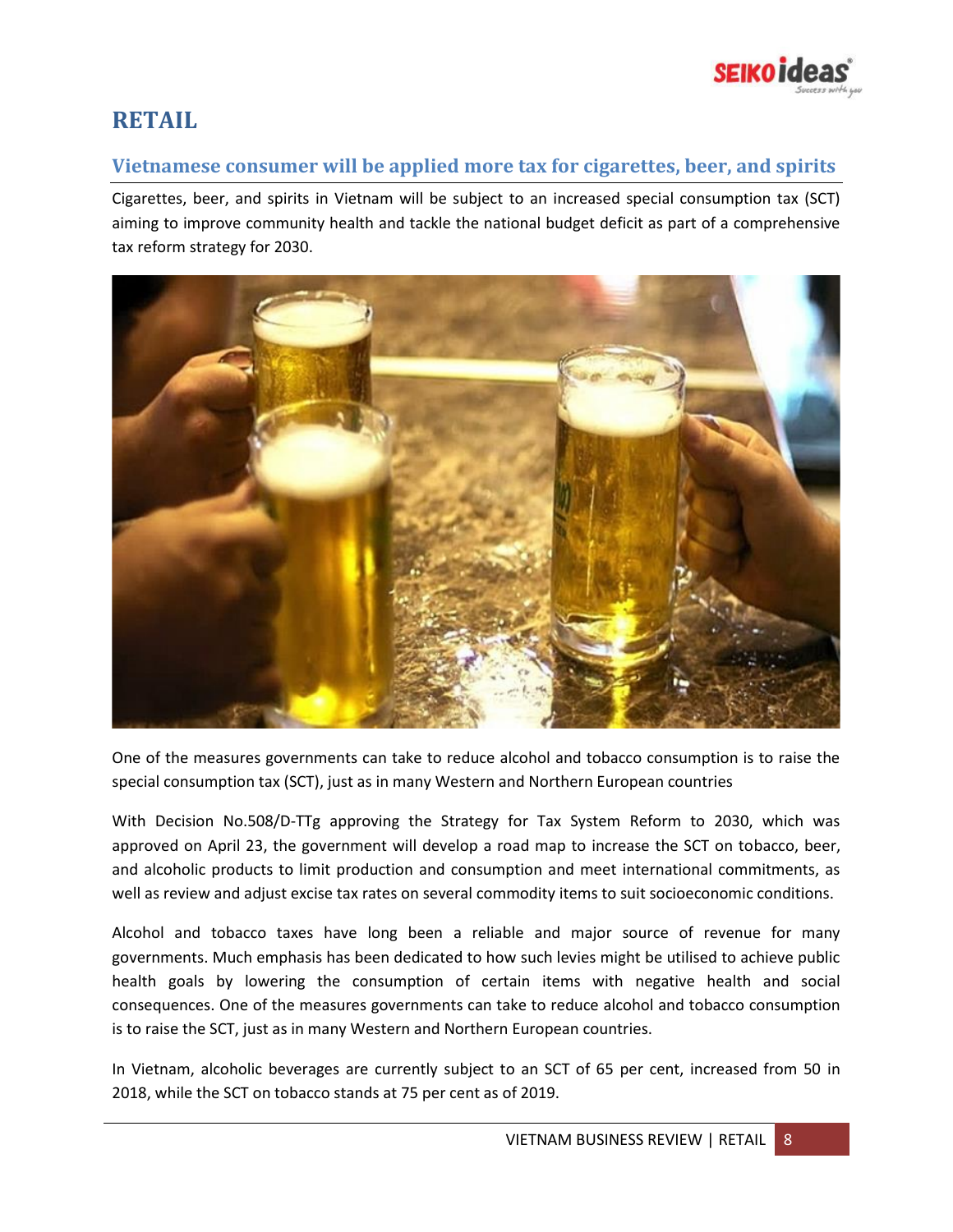# RETAIL

## Vietnamese consumer will be applied more tax for cigarettes, beer, and spirits

Cigarettes, beer, and spirits in Vietnam will be subject to an increased special consumption tax (SCT) aiming to improve community health and tackle the national budget deficit as part of a comprehensive tax reform strategy for 2030.

One of the measures governments can take to reduce alcohol and tobacco consumption is to raise the special consumption tax (SCT), just as in many Western and Northern European countries

With Decision No.508/D-TTg approving the Strategy for Tax System Reform to 2030, which was approved on April 23, the government will develop a road map to increase the SCT on tobacco, beer, and alcoholic products to limit production and consumption and meet international commitments, as well as review and adjust excise tax rates on several commodity items to suit socioeconomic conditions.

Alcohol and tobacco taxes have long been a reliable and major source of revenue for many governments. Much emphasis has been dedicated to how such levies might be utilised to achieve public health goals by lowering the consumption of certain items with negative health and social consequences. One of the measures governments can take to reduce alcohol and tobacco consumption is to raise the SCT, just as in many Western and Northern European countries.

In Vietnam, alcoholic beverages are currently subject to an SCT of 65 per cent, increased from 50 in 2018, while the SCT on tobacco stands at 75 per cent as of 2019.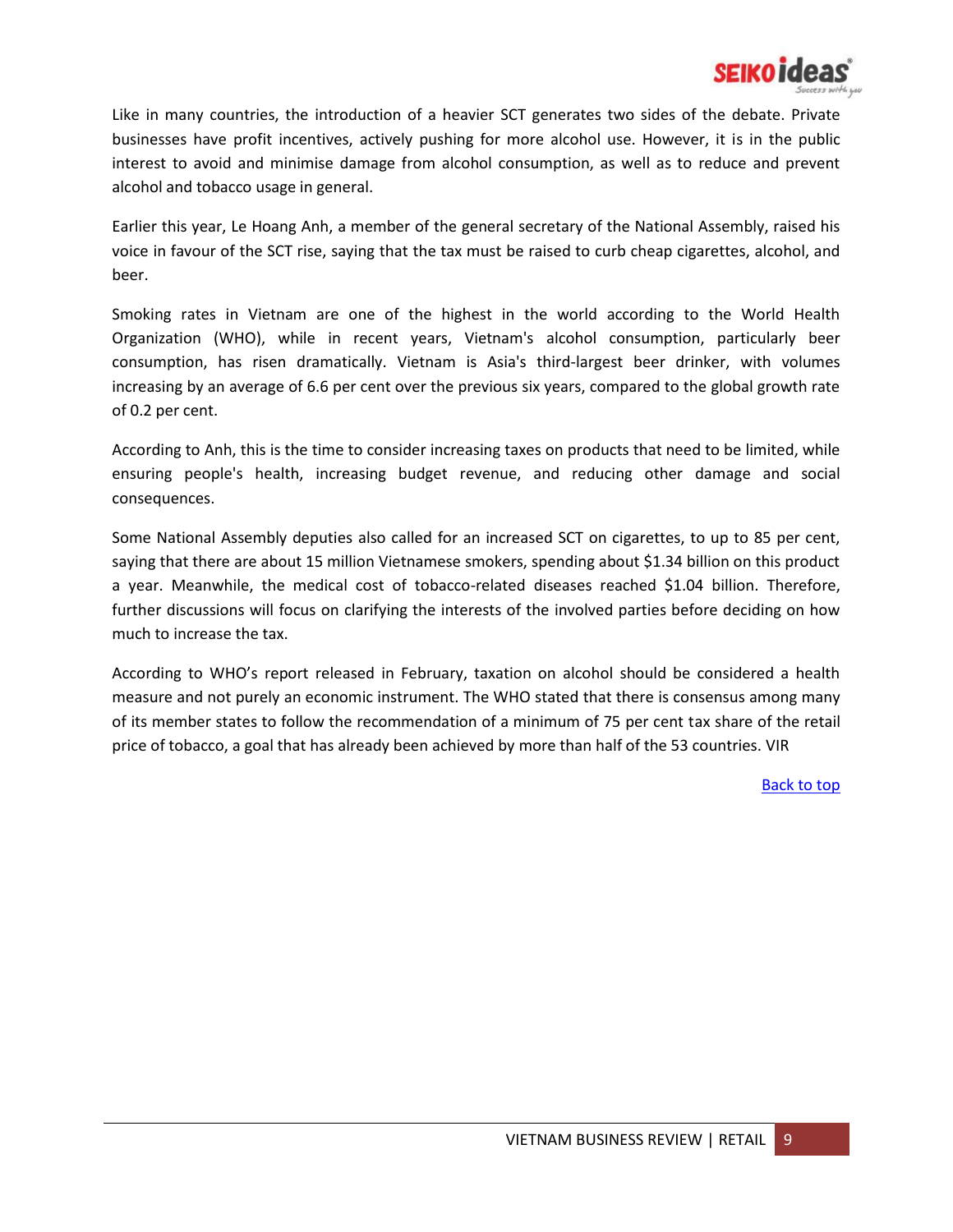Like in many countries, the introduction of a heavier SCT generates two sides of the debate. Private businesses have profit incentives, actively pushing for more alcohol use. However, it is in the public interest to avoid and minimise damage from alcohol consumption, as well as to reduce and prevent alcohol and tobacco usage in general.

Earlier this year, Le Hoang Anh, a member of the general secretary of the National Assembly, raised his voice in favour of the SCT rise, saying that the tax must be raised to curb cheap cigarettes, alcohol, and beer.

Smoking rates in Vietnam are one of the highest in the world according to the World Health Organization (WHO), while in recent years, Vietnam's alcohol consumption, particularly beer consumption, has risen dramatically. Vietnam is Asia's third-largest beer drinker, with volumes increasing by an average of 6.6 per cent over the previous six years, compared to the global growth rate of 0.2 per cent.

According to Anh, this is the time to consider increasing taxes on products that need to be limited, while ensuring people's health, increasing budget revenue, and reducing other damage and social consequences.

Some National Assembly deputies also called for an increased SCT on cigarettes, to up to 85 per cent, saying that there are about 15 million Vietnamese smokers, spending about $1.34 billion on this product a year. Meanwhile, the medical cost of tobacco-related diseases reached $1.04 billion. Therefore, further discussions will focus on clarifying the interests of the involved parties before deciding on how much to increase the tax.

According to WHO's report released in February, taxation on alcohol should be considered a health measure and not purely an economic instrument. The WHO stated that there is consensus among many of its member states to follow the recommendation of a minimum of 75 per cent tax share of the retail price of tobacco, a goal that has already been achieved by more than half of the 53 countries. VIR

Back to top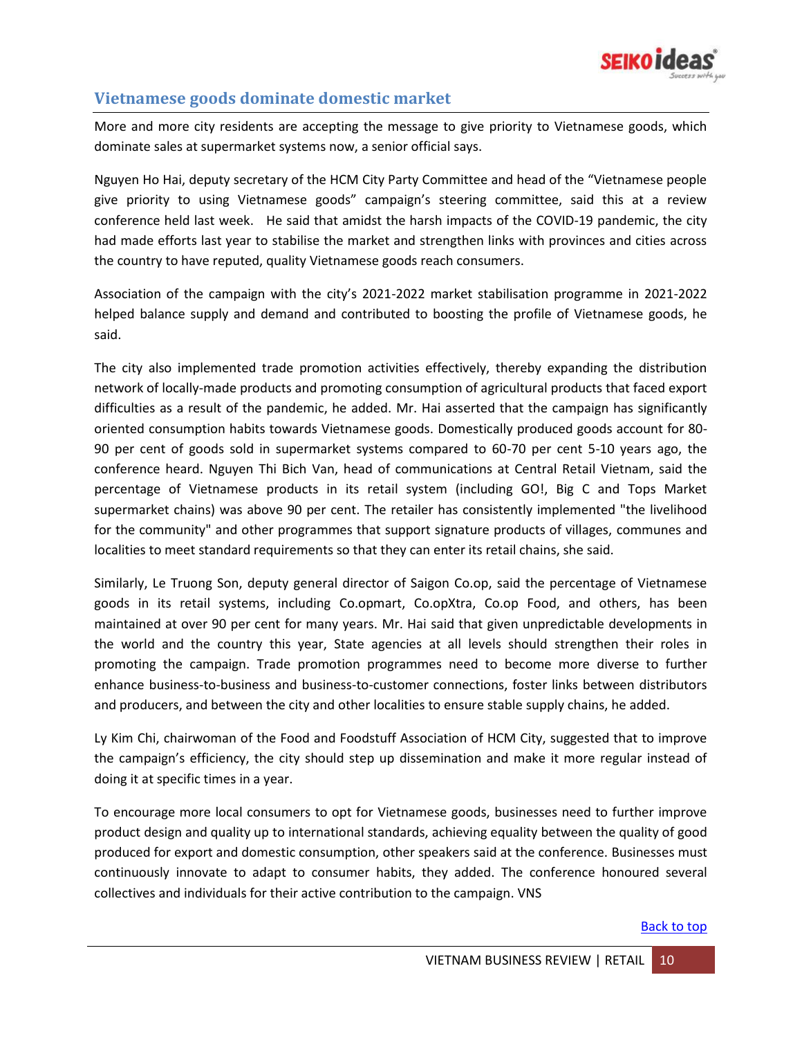## Vietnamese goods dominate domestic market

More and more city residents are accepting the message to give priority to Vietnamese goods, which dominate sales at supermarket systems now, a senior official says.

Nguyen Ho Hai, deputy secretary of the HCM City Party Committee and head of the "Vietnamese people give priority to using Vietnamese goods" campaign's steering committee, said this at a review conference held last week. He said that amidst the harsh impacts of the COVID-19 pandemic, the city had made efforts last year to stabilise the market and strengthen links with provinces and cities across the country to have reputed, quality Vietnamese goods reach consumers.

Association of the campaign with the city's 2021-2022 market stabilisation programme in 2021-2022 helped balance supply and demand and contributed to boosting the profile of Vietnamese goods, he said.

The city also implemented trade promotion activities effectively, thereby expanding the distribution network of locally-made products and promoting consumption of agricultural products that faced export difficulties as a result of the pandemic, he added. Mr. Hai asserted that the campaign has significantly oriented consumption habits towards Vietnamese goods. Domestically produced goods account for 80-90 per cent of goods sold in supermarket systems compared to 60-70 per cent 5-10 years ago, the conference heard. Nguyen Thi Bich Van, head of communications at Central Retail Vietnam, said the percentage of Vietnamese products in its retail system (including GO!, Big C and Tops Market supermarket chains) was above 90 per cent. The retailer has consistently implemented "the livelihood for the community" and other programmes that support signature products of villages, communes and localities to meet standard requirements so that they can enter its retail chains, she said.

Similarly, Le Truong Son, deputy general director of Saigon Co.op, said the percentage of Vietnamese goods in its retail systems, including Co.opmart, Co.opXtra, Co.op Food, and others, has been maintained at over 90 per cent for many years. Mr. Hai said that given unpredictable developments in the world and the country this year, State agencies at all levels should strengthen their roles in promoting the campaign. Trade promotion programmes need to become more diverse to further enhance business-to-business and business-to-customer connections, foster links between distributors and producers, and between the city and other localities to ensure stable supply chains, he added.

Ly Kim Chi, chairwoman of the Food and Foodstuff Association of HCM City, suggested that to improve the campaign's efficiency, the city should step up dissemination and make it more regular instead of doing it at specific times in a year.

To encourage more local consumers to opt for Vietnamese goods, businesses need to further improve product design and quality up to international standards, achieving equality between the quality of good produced for export and domestic consumption, other speakers said at the conference. Businesses must continuously innovate to adapt to consumer habits, they added. The conference honoured several collectives and individuals for their active contribution to the campaign. VNS

Back to top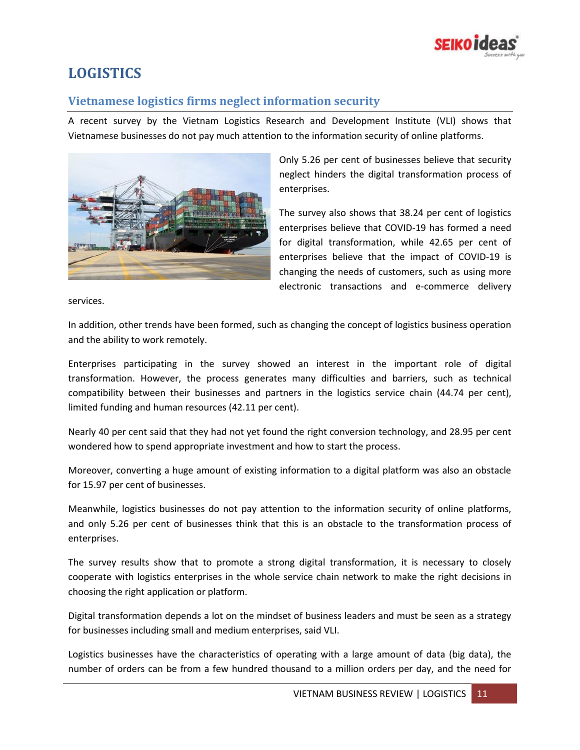# LOGISTICS

## Vietnamese logistics firms neglect information security

A recent survey by the Vietnam Logistics Research and Development Institute (VLI) shows that Vietnamese businesses do not pay much attention to the information security of online platforms.

Only 5.26 per cent of businesses believe that security neglect hinders the digital transformation process of enterprises.

The survey also shows that 38.24 per cent of logistics enterprises believe that COVID-19 has formed a need for digital transformation, while 42.65 per cent of enterprises believe that the impact of COVID-19 is changing the needs of customers, such as using more electronic transactions and e-commerce delivery services.

In addition, other trends have been formed, such as changing the concept of logistics business operation and the ability to work remotely.

Enterprises participating in the survey showed an interest in the important role of digital transformation. However, the process generates many difficulties and barriers, such as technical compatibility between their businesses and partners in the logistics service chain (44.74 per cent), limited funding and human resources (42.11 per cent).

Nearly 40 per cent said that they had not yet found the right conversion technology, and 28.95 per cent wondered how to spend appropriate investment and how to start the process.

Moreover, converting a huge amount of existing information to a digital platform was also an obstacle for 15.97 per cent of businesses.

Meanwhile, logistics businesses do not pay attention to the information security of online platforms, and only 5.26 per cent of businesses think that this is an obstacle to the transformation process of enterprises.

The survey results show that to promote a strong digital transformation, it is necessary to closely cooperate with logistics enterprises in the whole service chain network to make the right decisions in choosing the right application or platform.

Digital transformation depends a lot on the mindset of business leaders and must be seen as a strategy for businesses including small and medium enterprises, said VLI.

Logistics businesses have the characteristics of operating with a large amount of data (big data), the number of orders can be from a few hundred thousand to a million orders per day, and the need for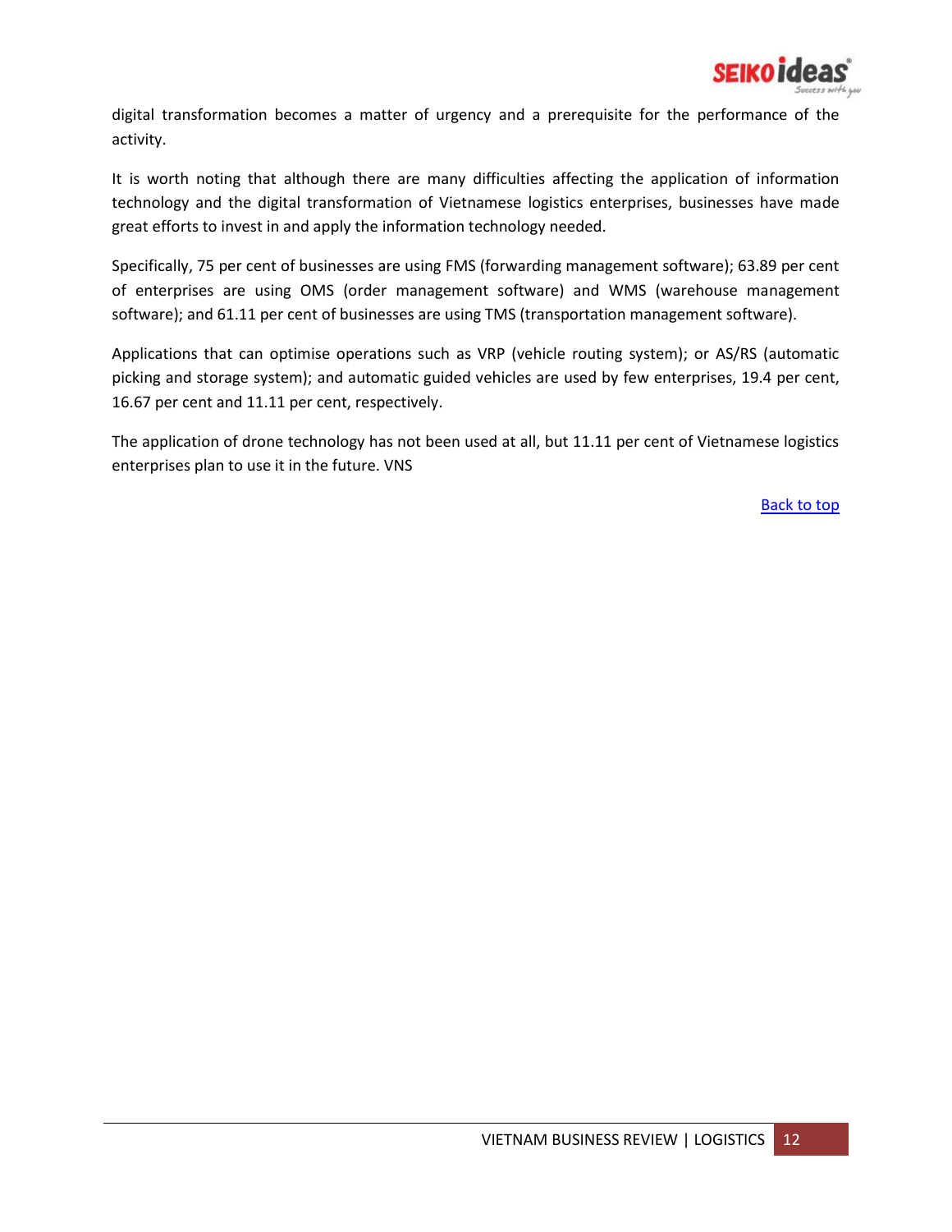digital transformation becomes a matter of urgency and a prerequisite for the performance of the activity.

It is worth noting that although there are many difficulties affecting the application of information technology and the digital transformation of Vietnamese logistics enterprises, businesses have made great efforts to invest in and apply the information technology needed.

Specifically, 75 per cent of businesses are using FMS (forwarding management software); 63.89 per cent of enterprises are using OMS (order management software) and WMS (warehouse management software); and 61.11 per cent of businesses are using TMS (transportation management software).

Applications that can optimise operations such as VRP (vehicle routing system); or AS/RS (automatic picking and storage system); and automatic guided vehicles are used by few enterprises, 19.4 per cent, 16.67 per cent and 11.11 per cent, respectively.

The application of drone technology has not been used at all, but 11.11 per cent of Vietnamese logistics enterprises plan to use it in the future. VNS

Back to top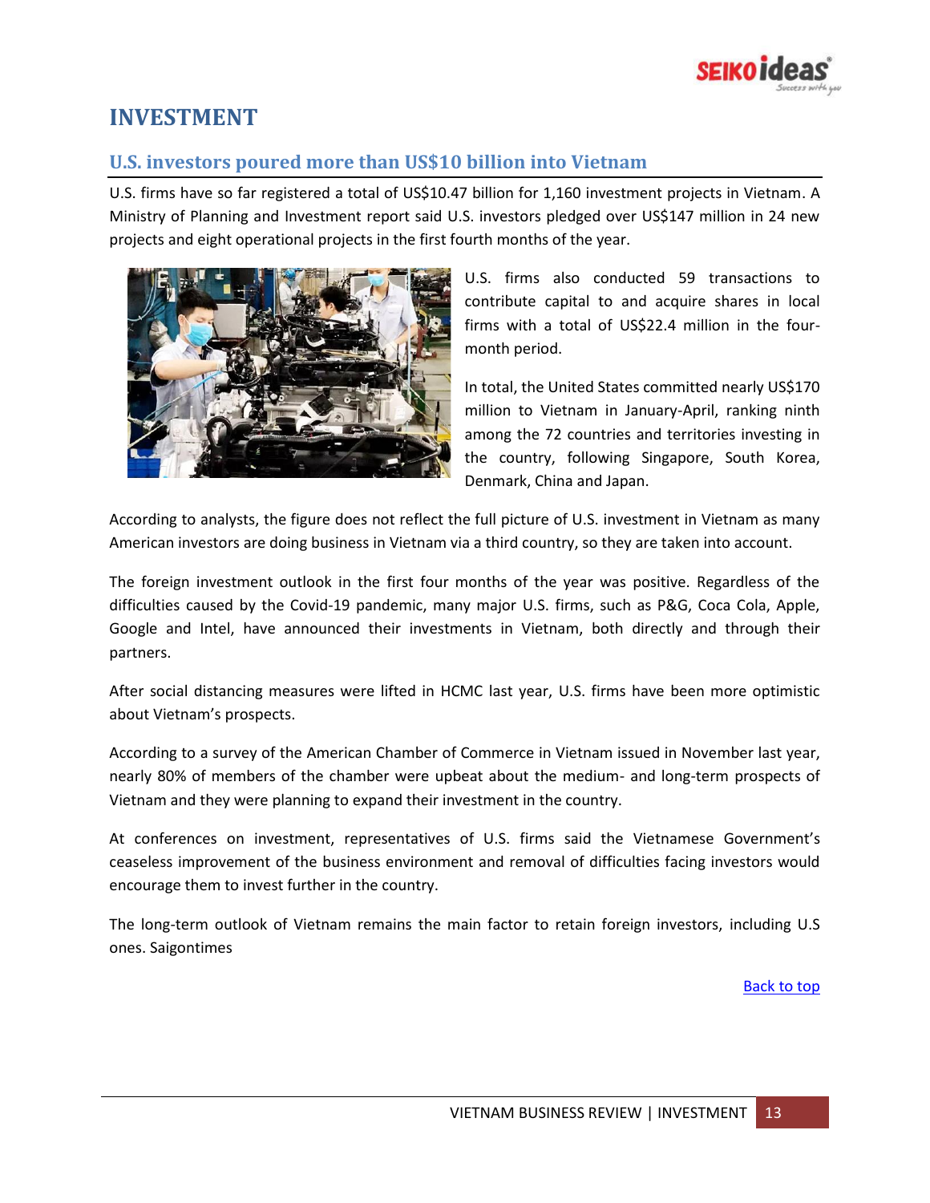# INVESTMENT

## U.S. investors poured more than US$10 billion into Vietnam

U.S. firms have so far registered a total of US$10.47 billion for 1,160 investment projects in Vietnam. A Ministry of Planning and Investment report said U.S. investors pledged over US$147 million in 24 new projects and eight operational projects in the first fourth months of the year.

U.S. firms also conducted 59 transactions to contribute capital to and acquire shares in local firms with a total of US$22.4 million in the four-month period.

In total, the United States committed nearly US$170 million to Vietnam in January-April, ranking ninth among the 72 countries and territories investing in the country, following Singapore, South Korea, Denmark, China and Japan.

According to analysts, the figure does not reflect the full picture of U.S. investment in Vietnam as many American investors are doing business in Vietnam via a third country, so they are taken into account.

The foreign investment outlook in the first four months of the year was positive. Regardless of the difficulties caused by the Covid-19 pandemic, many major U.S. firms, such as P&G, Coca Cola, Apple, Google and Intel, have announced their investments in Vietnam, both directly and through their partners.

After social distancing measures were lifted in HCMC last year, U.S. firms have been more optimistic about Vietnam's prospects.

According to a survey of the American Chamber of Commerce in Vietnam issued in November last year, nearly 80% of members of the chamber were upbeat about the medium- and long-term prospects of Vietnam and they were planning to expand their investment in the country.

At conferences on investment, representatives of U.S. firms said the Vietnamese Government's ceaseless improvement of the business environment and removal of difficulties facing investors would encourage them to invest further in the country.

The long-term outlook of Vietnam remains the main factor to retain foreign investors, including U.S ones. Saigontimes

Back to top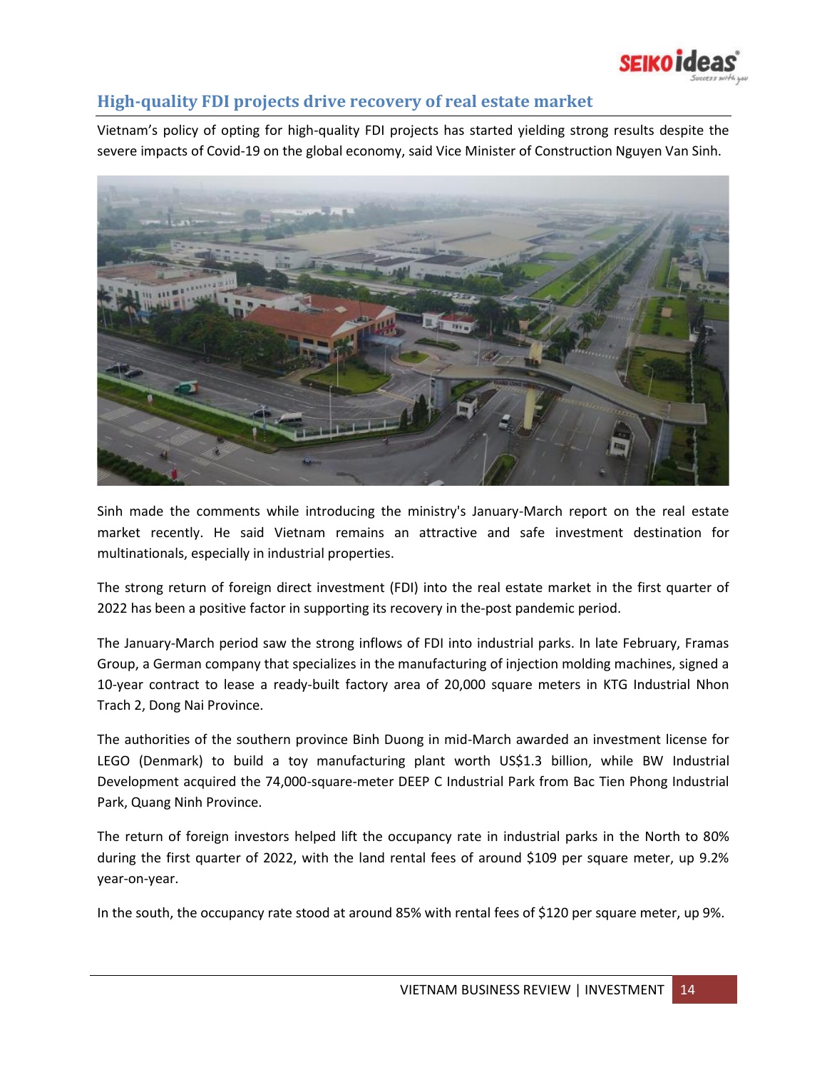## High-quality FDI projects drive recovery of real estate market

Vietnam's policy of opting for high-quality FDI projects has started yielding strong results despite the severe impacts of Covid-19 on the global economy, said Vice Minister of Construction Nguyen Van Sinh.

Sinh made the comments while introducing the ministry's January-March report on the real estate market recently. He said Vietnam remains an attractive and safe investment destination for multinationals, especially in industrial properties.

The strong return of foreign direct investment (FDI) into the real estate market in the first quarter of 2022 has been a positive factor in supporting its recovery in the-post pandemic period.

The January-March period saw the strong inflows of FDI into industrial parks. In late February, Framas Group, a German company that specializes in the manufacturing of injection molding machines, signed a 10-year contract to lease a ready-built factory area of 20,000 square meters in KTG Industrial Nhon Trach 2, Dong Nai Province.

The authorities of the southern province Binh Duong in mid-March awarded an investment license for LEGO (Denmark) to build a toy manufacturing plant worth US$1.3 billion, while BW Industrial Development acquired the 74,000-square-meter DEEP C Industrial Park from Bac Tien Phong Industrial Park, Quang Ninh Province.

The return of foreign investors helped lift the occupancy rate in industrial parks in the North to 80% during the first quarter of 2022, with the land rental fees of around $109 per square meter, up 9.2% year-on-year.

In the south, the occupancy rate stood at around 85% with rental fees of $120 per square meter, up 9%.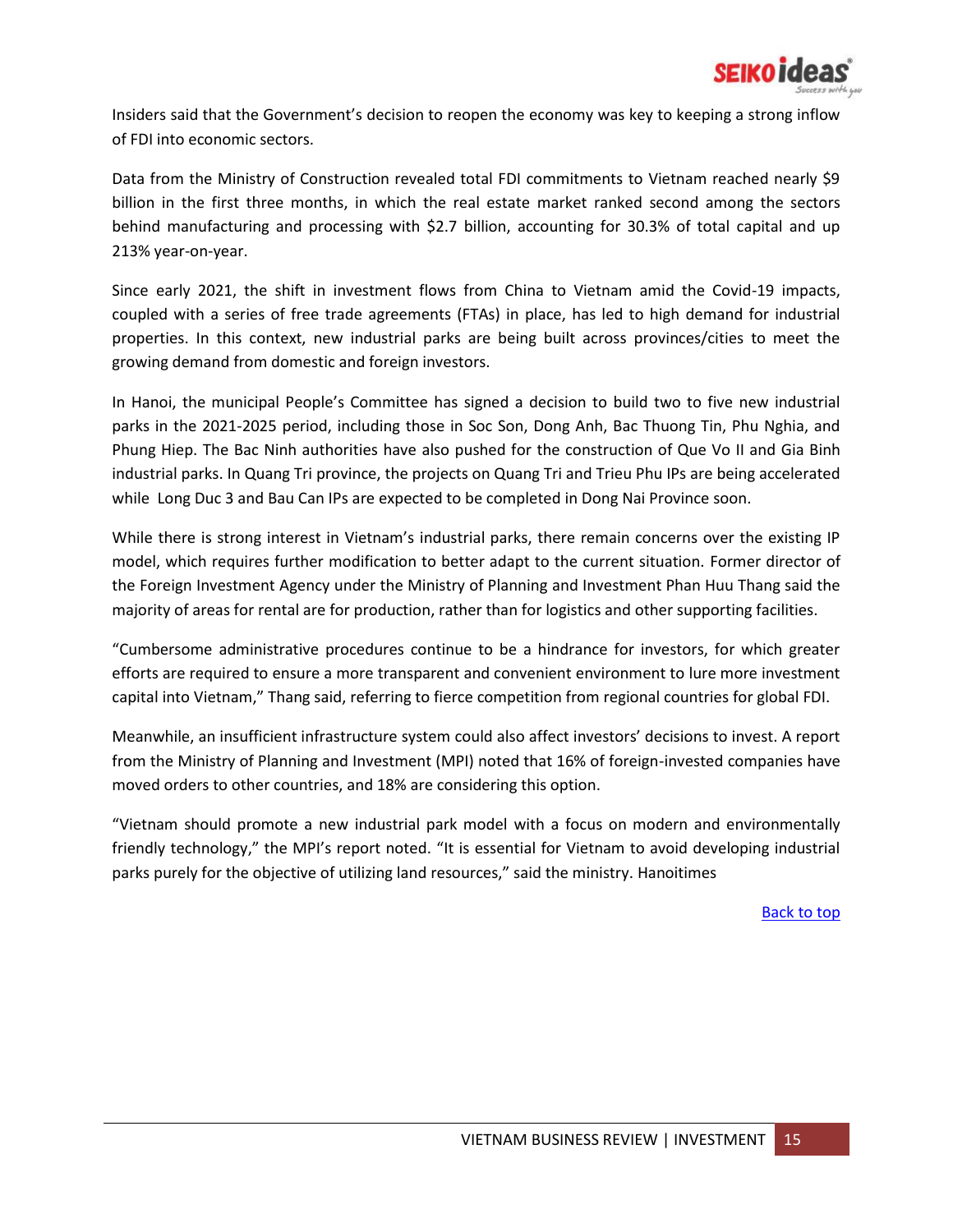Insiders said that the Government's decision to reopen the economy was key to keeping a strong inflow of FDI into economic sectors.

Data from the Ministry of Construction revealed total FDI commitments to Vietnam reached nearly $9 billion in the first three months, in which the real estate market ranked second among the sectors behind manufacturing and processing with $2.7 billion, accounting for 30.3% of total capital and up 213% year-on-year.

Since early 2021, the shift in investment flows from China to Vietnam amid the Covid-19 impacts, coupled with a series of free trade agreements (FTAs) in place, has led to high demand for industrial properties. In this context, new industrial parks are being built across provinces/cities to meet the growing demand from domestic and foreign investors.

In Hanoi, the municipal People's Committee has signed a decision to build two to five new industrial parks in the 2021-2025 period, including those in Soc Son, Dong Anh, Bac Thuong Tin, Phu Nghia, and Phung Hiep. The Bac Ninh authorities have also pushed for the construction of Que Vo II and Gia Binh industrial parks. In Quang Tri province, the projects on Quang Tri and Trieu Phu IPs are being accelerated while Long Duc 3 and Bau Can IPs are expected to be completed in Dong Nai Province soon.

While there is strong interest in Vietnam's industrial parks, there remain concerns over the existing IP model, which requires further modification to better adapt to the current situation. Former director of the Foreign Investment Agency under the Ministry of Planning and Investment Phan Huu Thang said the majority of areas for rental are for production, rather than for logistics and other supporting facilities.

"Cumbersome administrative procedures continue to be a hindrance for investors, for which greater efforts are required to ensure a more transparent and convenient environment to lure more investment capital into Vietnam," Thang said, referring to fierce competition from regional countries for global FDI.

Meanwhile, an insufficient infrastructure system could also affect investors' decisions to invest. A report from the Ministry of Planning and Investment (MPI) noted that 16% of foreign-invested companies have moved orders to other countries, and 18% are considering this option.

"Vietnam should promote a new industrial park model with a focus on modern and environmentally friendly technology," the MPI's report noted. "It is essential for Vietnam to avoid developing industrial parks purely for the objective of utilizing land resources," said the ministry. Hanoitimes

Back to top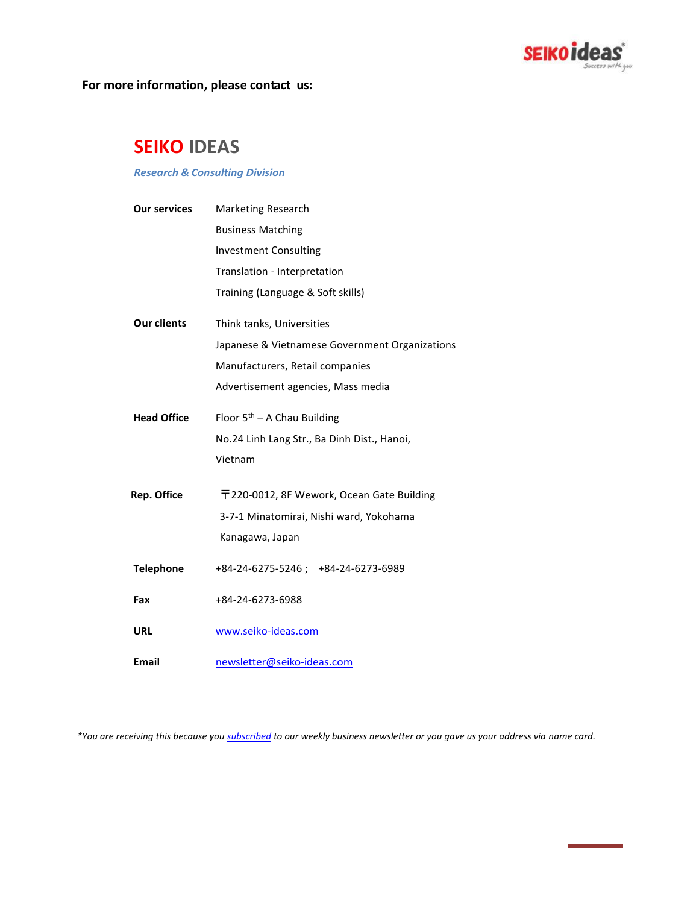**For more information, please contact us:**

## SEIKO IDEAS

***Research & Consulting Division***

| | |
|---|---|
| **Our services** | Marketing Research<br>Business Matching<br>Investment Consulting<br>Translation - Interpretation<br>Training (Language & Soft skills) |
| **Our clients** | Think tanks, Universities<br>Japanese & Vietnamese Government Organizations<br>Manufacturers, Retail companies<br>Advertisement agencies, Mass media |
| **Head Office** | Floor 5th – A Chau Building<br>No.24 Linh Lang Str., Ba Dinh Dist., Hanoi,<br>Vietnam |
| **Rep. Office** | 〒220-0012, 8F Wework, Ocean Gate Building<br>3-7-1 Minatomirai, Nishi ward, Yokohama<br>Kanagawa, Japan |
| **Telephone** | +84-24-6275-5246 ; +84-24-6273-6989 |
| **Fax** | +84-24-6273-6988 |
| **URL** | www.seiko-ideas.com |
| **Email** | newsletter@seiko-ideas.com |

**You are receiving this because you subscribed to our weekly business newsletter or you gave us your address via name card.*